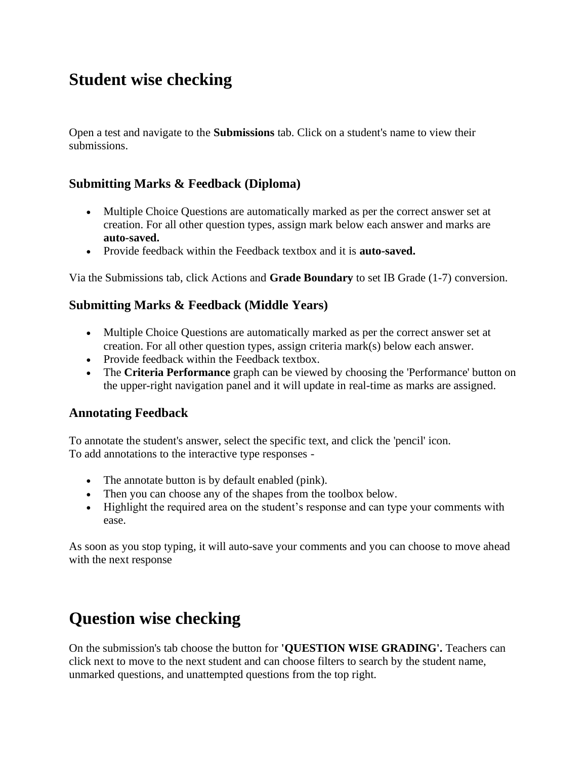# Student wise checking

Open a test and navigate to the **Submissions** tab. Click on a student's name to view their submissions.

### Submitting Marks & Feedback (Diploma)

- Multiple Choice Questions are automatically marked as per the correct answer set at creation. For all other question types, assign mark below each answer and marks are **auto-saved.**
- Provide feedback within the Feedback textbox and it is **auto-saved.**

Via the Submissions tab, click Actions and **Grade Boundary** to set IB Grade (1-7) conversion.

### Submitting Marks & Feedback (Middle Years)

- Multiple Choice Questions are automatically marked as per the correct answer set at creation. For all other question types, assign criteria mark(s) below each answer.
- Provide feedback within the Feedback textbox.
- The **Criteria Performance** graph can be viewed by choosing the 'Performance' button on the upper-right navigation panel and it will update in real-time as marks are assigned.

### Annotating Feedback

To annotate the student's answer, select the specific text, and click the 'pencil' icon.
To add annotations to the interactive type responses -

- The annotate button is by default enabled (pink).
- Then you can choose any of the shapes from the toolbox below.
- Highlight the required area on the student's response and can type your comments with ease.

As soon as you stop typing, it will auto-save your comments and you can choose to move ahead with the next response

# Question wise checking

On the submission's tab choose the button for **'QUESTION WISE GRADING'.** Teachers can click next to move to the next student and can choose filters to search by the student name, unmarked questions, and unattempted questions from the top right.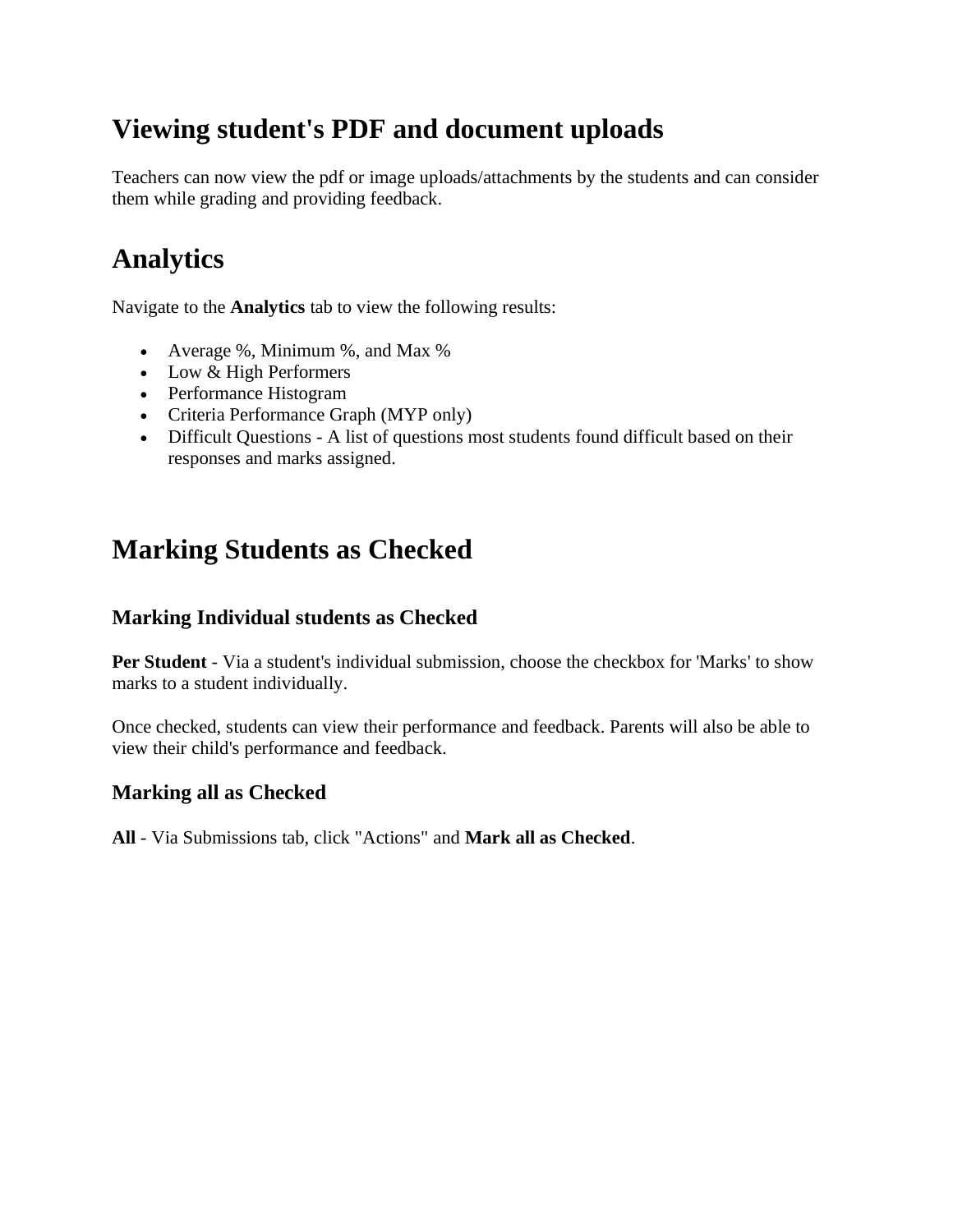# Viewing student's PDF and document uploads

Teachers can now view the pdf or image uploads/attachments by the students and can consider them while grading and providing feedback.

# Analytics

Navigate to the **Analytics** tab to view the following results:

- Average %, Minimum %, and Max %
- Low & High Performers
- Performance Histogram
- Criteria Performance Graph (MYP only)
- Difficult Questions - A list of questions most students found difficult based on their responses and marks assigned.

# Marking Students as Checked

## Marking Individual students as Checked

**Per Student** - Via a student's individual submission, choose the checkbox for 'Marks' to show marks to a student individually.

Once checked, students can view their performance and feedback. Parents will also be able to view their child's performance and feedback.

## Marking all as Checked

**All** - Via Submissions tab, click "Actions" and **Mark all as Checked**.